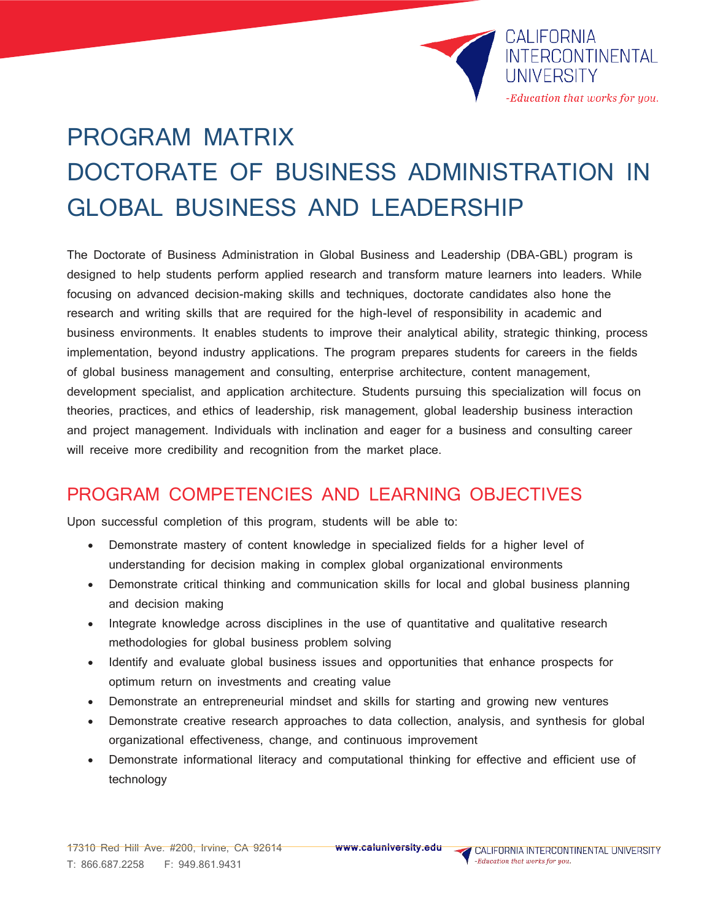# PROGRAM MATRIX
# DOCTORATE OF BUSINESS ADMINISTRATION IN GLOBAL BUSINESS AND LEADERSHIP

The Doctorate of Business Administration in Global Business and Leadership (DBA-GBL) program is designed to help students perform applied research and transform mature learners into leaders. While focusing on advanced decision-making skills and techniques, doctorate candidates also hone the research and writing skills that are required for the high-level of responsibility in academic and business environments. It enables students to improve their analytical ability, strategic thinking, process implementation, beyond industry applications. The program prepares students for careers in the fields of global business management and consulting, enterprise architecture, content management, development specialist, and application architecture. Students pursuing this specialization will focus on theories, practices, and ethics of leadership, risk management, global leadership business interaction and project management. Individuals with inclination and eager for a business and consulting career will receive more credibility and recognition from the market place.

## PROGRAM COMPETENCIES AND LEARNING OBJECTIVES

Upon successful completion of this program, students will be able to:

- Demonstrate mastery of content knowledge in specialized fields for a higher level of understanding for decision making in complex global organizational environments
- Demonstrate critical thinking and communication skills for local and global business planning and decision making
- Integrate knowledge across disciplines in the use of quantitative and qualitative research methodologies for global business problem solving
- Identify and evaluate global business issues and opportunities that enhance prospects for optimum return on investments and creating value
- Demonstrate an entrepreneurial mindset and skills for starting and growing new ventures
- Demonstrate creative research approaches to data collection, analysis, and synthesis for global organizational effectiveness, change, and continuous improvement
- Demonstrate informational literacy and computational thinking for effective and efficient use of technology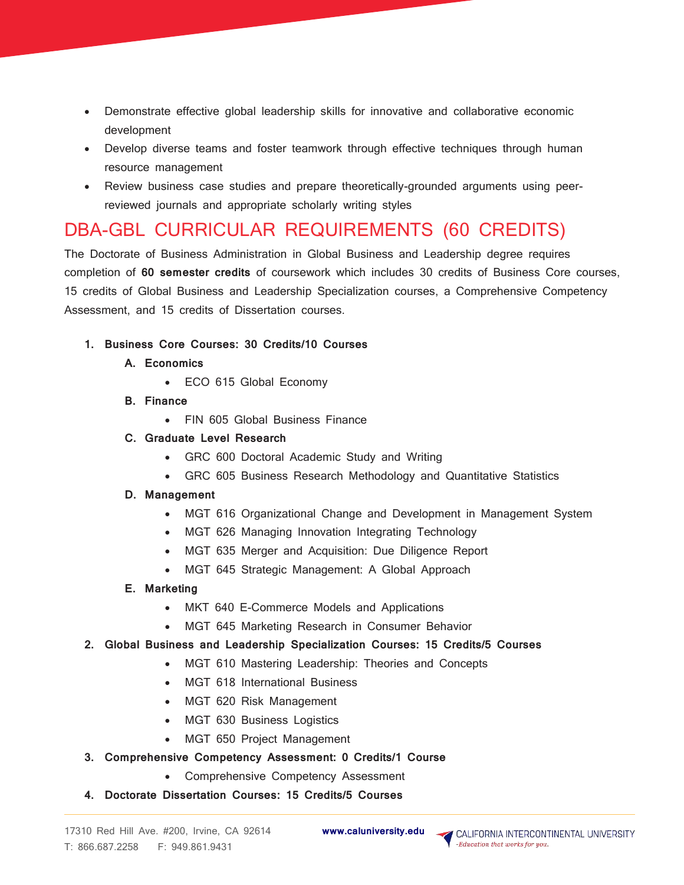- Demonstrate effective global leadership skills for innovative and collaborative economic development
- Develop diverse teams and foster teamwork through effective techniques through human resource management
- Review business case studies and prepare theoretically-grounded arguments using peer-reviewed journals and appropriate scholarly writing styles

## DBA-GBL CURRICULAR REQUIREMENTS (60 CREDITS)

The Doctorate of Business Administration in Global Business and Leadership degree requires completion of **60 semester credits** of coursework which includes 30 credits of Business Core courses, 15 credits of Global Business and Leadership Specialization courses, a Comprehensive Competency Assessment, and 15 credits of Dissertation courses.

1. **Business Core Courses: 30 Credits/10 Courses**
   - A. **Economics**
     - ECO 615 Global Economy
   - B. **Finance**
     - FIN 605 Global Business Finance
   - C. **Graduate Level Research**
     - GRC 600 Doctoral Academic Study and Writing
     - GRC 605 Business Research Methodology and Quantitative Statistics
   - D. **Management**
     - MGT 616 Organizational Change and Development in Management System
     - MGT 626 Managing Innovation Integrating Technology
     - MGT 635 Merger and Acquisition: Due Diligence Report
     - MGT 645 Strategic Management: A Global Approach
   - E. **Marketing**
     - MKT 640 E-Commerce Models and Applications
     - MGT 645 Marketing Research in Consumer Behavior
2. **Global Business and Leadership Specialization Courses: 15 Credits/5 Courses**
   - MGT 610 Mastering Leadership: Theories and Concepts
   - MGT 618 International Business
   - MGT 620 Risk Management
   - MGT 630 Business Logistics
   - MGT 650 Project Management
3. **Comprehensive Competency Assessment: 0 Credits/1 Course**
   - Comprehensive Competency Assessment
4. **Doctorate Dissertation Courses: 15 Credits/5 Courses**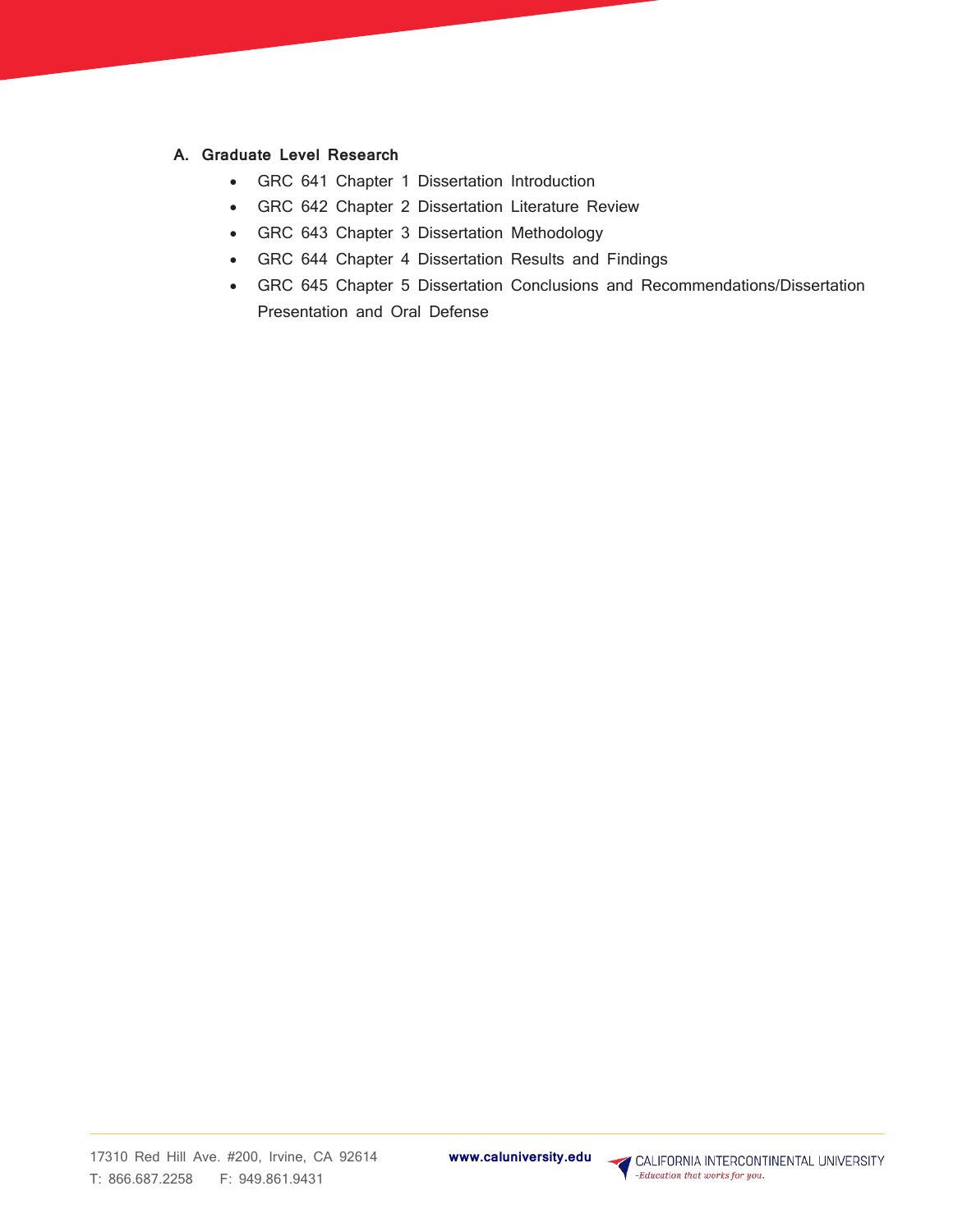A. **Graduate Level Research**

- GRC 641 Chapter 1 Dissertation Introduction
- GRC 642 Chapter 2 Dissertation Literature Review
- GRC 643 Chapter 3 Dissertation Methodology
- GRC 644 Chapter 4 Dissertation Results and Findings
- GRC 645 Chapter 5 Dissertation Conclusions and Recommendations/Dissertation Presentation and Oral Defense